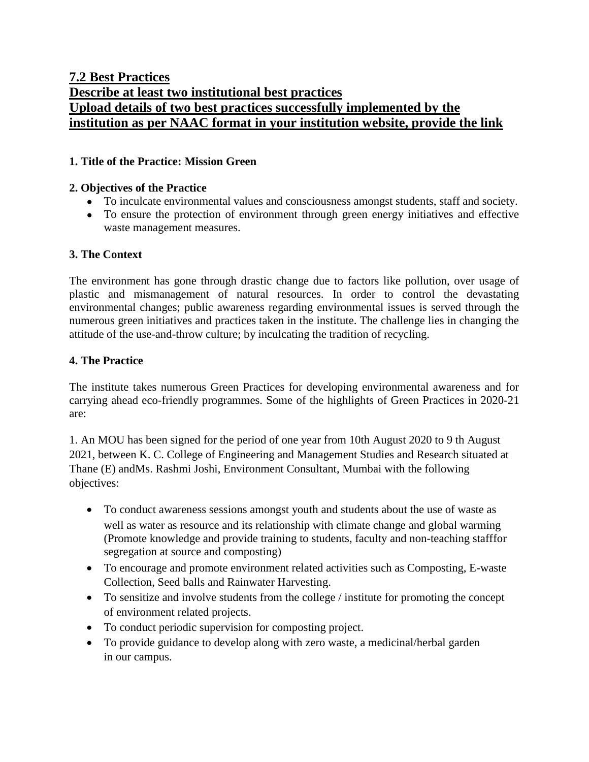## 7.2 Best Practices

## Describe at least two institutional best practices

## Upload details of two best practices successfully implemented by the institution as per NAAC format in your institution website, provide the link

**1. Title of the Practice: Mission Green**

**2. Objectives of the Practice**

- To inculcate environmental values and consciousness amongst students, staff and society.
- To ensure the protection of environment through green energy initiatives and effective waste management measures.

**3. The Context**

The environment has gone through drastic change due to factors like pollution, over usage of plastic and mismanagement of natural resources. In order to control the devastating environmental changes; public awareness regarding environmental issues is served through the numerous green initiatives and practices taken in the institute. The challenge lies in changing the attitude of the use-and-throw culture; by inculcating the tradition of recycling.

**4. The Practice**

The institute takes numerous Green Practices for developing environmental awareness and for carrying ahead eco-friendly programmes. Some of the highlights of Green Practices in 2020-21 are:

1. An MOU has been signed for the period of one year from 10th August 2020 to 9 th August 2021, between K. C. College of Engineering and Management Studies and Research situated at Thane (E) andMs. Rashmi Joshi, Environment Consultant, Mumbai with the following objectives:

- To conduct awareness sessions amongst youth and students about the use of waste as well as water as resource and its relationship with climate change and global warming (Promote knowledge and provide training to students, faculty and non-teaching stafffor segregation at source and composting)
- To encourage and promote environment related activities such as Composting, E-waste Collection, Seed balls and Rainwater Harvesting.
- To sensitize and involve students from the college / institute for promoting the concept of environment related projects.
- To conduct periodic supervision for composting project.
- To provide guidance to develop along with zero waste, a medicinal/herbal garden in our campus.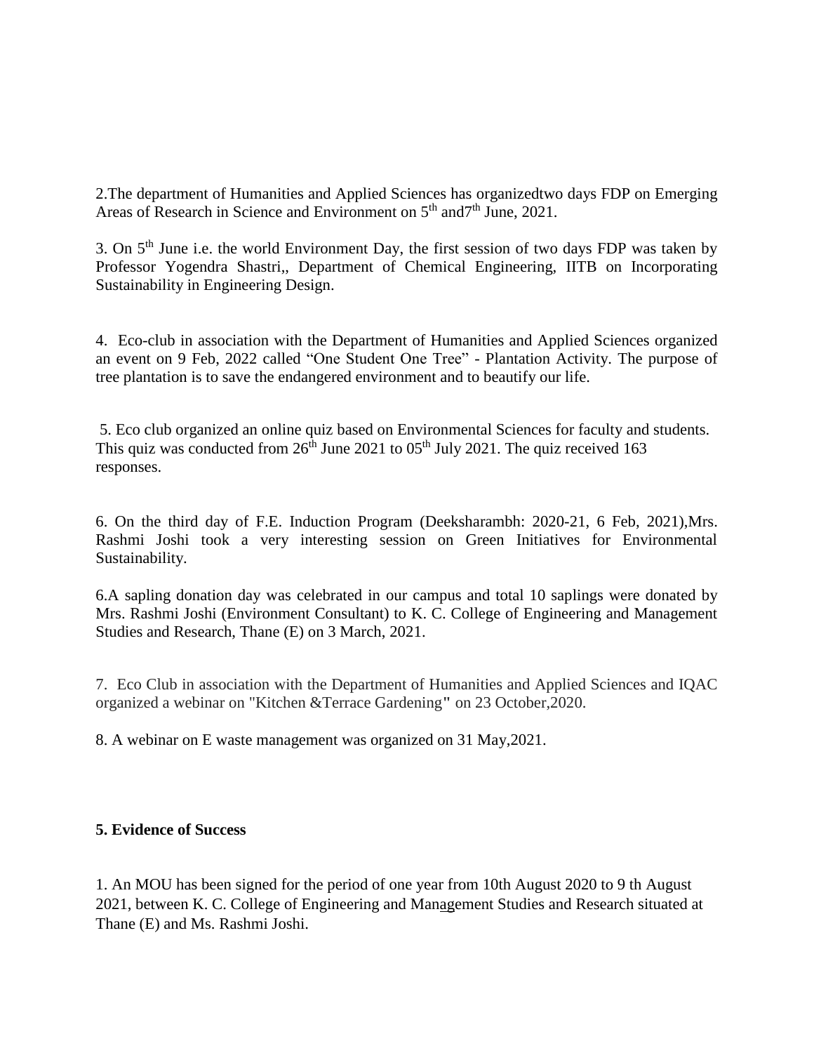2.The department of Humanities and Applied Sciences has organizedtwo days FDP on Emerging Areas of Research in Science and Environment on 5th and7th June, 2021.

3. On 5th June i.e. the world Environment Day, the first session of two days FDP was taken by Professor Yogendra Shastri,, Department of Chemical Engineering, IITB on Incorporating Sustainability in Engineering Design.

4. Eco-club in association with the Department of Humanities and Applied Sciences organized an event on 9 Feb, 2022 called "One Student One Tree" - Plantation Activity. The purpose of tree plantation is to save the endangered environment and to beautify our life.

5. Eco club organized an online quiz based on Environmental Sciences for faculty and students. This quiz was conducted from 26th June 2021 to 05th July 2021. The quiz received 163 responses.

6. On the third day of F.E. Induction Program (Deeksharambh: 2020-21, 6 Feb, 2021),Mrs. Rashmi Joshi took a very interesting session on Green Initiatives for Environmental Sustainability.

6.A sapling donation day was celebrated in our campus and total 10 saplings were donated by Mrs. Rashmi Joshi (Environment Consultant) to K. C. College of Engineering and Management Studies and Research, Thane (E) on 3 March, 2021.

7. Eco Club in association with the Department of Humanities and Applied Sciences and IQAC organized a webinar on "Kitchen &Terrace Gardening" on 23 October,2020.

8. A webinar on E waste management was organized on 31 May,2021.

**5. Evidence of Success**

1. An MOU has been signed for the period of one year from 10th August 2020 to 9 th August 2021, between K. C. College of Engineering and Management Studies and Research situated at Thane (E) and Ms. Rashmi Joshi.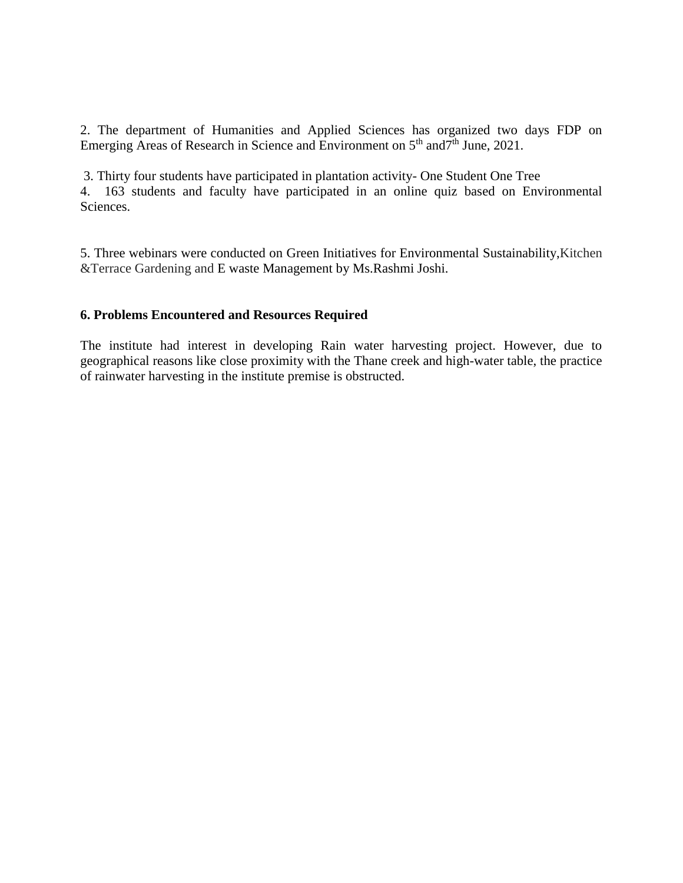2. The department of Humanities and Applied Sciences has organized two days FDP on Emerging Areas of Research in Science and Environment on 5th and7th June, 2021.

3. Thirty four students have participated in plantation activity- One Student One Tree

4. 163 students and faculty have participated in an online quiz based on Environmental Sciences.

5. Three webinars were conducted on Green Initiatives for Environmental Sustainability,Kitchen &Terrace Gardening and E waste Management by Ms.Rashmi Joshi.

**6. Problems Encountered and Resources Required**

The institute had interest in developing Rain water harvesting project. However, due to geographical reasons like close proximity with the Thane creek and high-water table, the practice of rainwater harvesting in the institute premise is obstructed.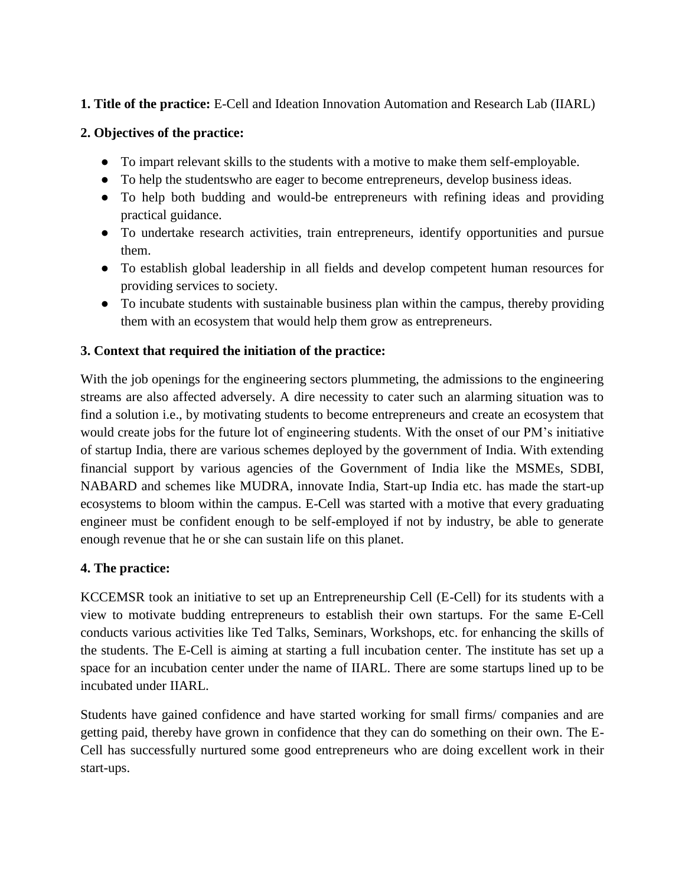**1. Title of the practice:** E-Cell and Ideation Innovation Automation and Research Lab (IIARL)

**2. Objectives of the practice:**

- To impart relevant skills to the students with a motive to make them self-employable.
- To help the studentswho are eager to become entrepreneurs, develop business ideas.
- To help both budding and would-be entrepreneurs with refining ideas and providing practical guidance.
- To undertake research activities, train entrepreneurs, identify opportunities and pursue them.
- To establish global leadership in all fields and develop competent human resources for providing services to society.
- To incubate students with sustainable business plan within the campus, thereby providing them with an ecosystem that would help them grow as entrepreneurs.

**3. Context that required the initiation of the practice:**

With the job openings for the engineering sectors plummeting, the admissions to the engineering streams are also affected adversely. A dire necessity to cater such an alarming situation was to find a solution i.e., by motivating students to become entrepreneurs and create an ecosystem that would create jobs for the future lot of engineering students. With the onset of our PM's initiative of startup India, there are various schemes deployed by the government of India. With extending financial support by various agencies of the Government of India like the MSMEs, SDBI, NABARD and schemes like MUDRA, innovate India, Start-up India etc. has made the start-up ecosystems to bloom within the campus. E-Cell was started with a motive that every graduating engineer must be confident enough to be self-employed if not by industry, be able to generate enough revenue that he or she can sustain life on this planet.

**4. The practice:**

KCCEMSR took an initiative to set up an Entrepreneurship Cell (E-Cell) for its students with a view to motivate budding entrepreneurs to establish their own startups. For the same E-Cell conducts various activities like Ted Talks, Seminars, Workshops, etc. for enhancing the skills of the students. The E-Cell is aiming at starting a full incubation center. The institute has set up a space for an incubation center under the name of IIARL. There are some startups lined up to be incubated under IIARL.

Students have gained confidence and have started working for small firms/ companies and are getting paid, thereby have grown in confidence that they can do something on their own. The E-Cell has successfully nurtured some good entrepreneurs who are doing excellent work in their start-ups.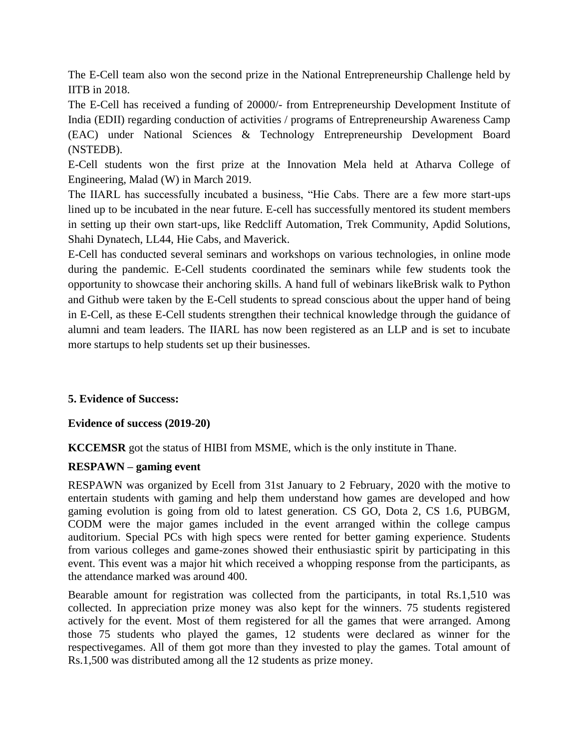The E-Cell team also won the second prize in the National Entrepreneurship Challenge held by IITB in 2018.

The E-Cell has received a funding of 20000/- from Entrepreneurship Development Institute of India (EDII) regarding conduction of activities / programs of Entrepreneurship Awareness Camp (EAC) under National Sciences & Technology Entrepreneurship Development Board (NSTEDB).

E-Cell students won the first prize at the Innovation Mela held at Atharva College of Engineering, Malad (W) in March 2019.

The IIARL has successfully incubated a business, "Hie Cabs. There are a few more start-ups lined up to be incubated in the near future. E-cell has successfully mentored its student members in setting up their own start-ups, like Redcliff Automation, Trek Community, Apdid Solutions, Shahi Dynatech, LL44, Hie Cabs, and Maverick.

E-Cell has conducted several seminars and workshops on various technologies, in online mode during the pandemic. E-Cell students coordinated the seminars while few students took the opportunity to showcase their anchoring skills. A hand full of webinars likeBrisk walk to Python and Github were taken by the E-Cell students to spread conscious about the upper hand of being in E-Cell, as these E-Cell students strengthen their technical knowledge through the guidance of alumni and team leaders. The IIARL has now been registered as an LLP and is set to incubate more startups to help students set up their businesses.

**5. Evidence of Success:**

**Evidence of success (2019-20)**

**KCCEMSR** got the status of HIBI from MSME, which is the only institute in Thane.

**RESPAWN – gaming event**

RESPAWN was organized by Ecell from 31st January to 2 February, 2020 with the motive to entertain students with gaming and help them understand how games are developed and how gaming evolution is going from old to latest generation. CS GO, Dota 2, CS 1.6, PUBGM, CODM were the major games included in the event arranged within the college campus auditorium. Special PCs with high specs were rented for better gaming experience. Students from various colleges and game-zones showed their enthusiastic spirit by participating in this event. This event was a major hit which received a whopping response from the participants, as the attendance marked was around 400.

Bearable amount for registration was collected from the participants, in total Rs.1,510 was collected. In appreciation prize money was also kept for the winners. 75 students registered actively for the event. Most of them registered for all the games that were arranged. Among those 75 students who played the games, 12 students were declared as winner for the respectivegames. All of them got more than they invested to play the games. Total amount of Rs.1,500 was distributed among all the 12 students as prize money.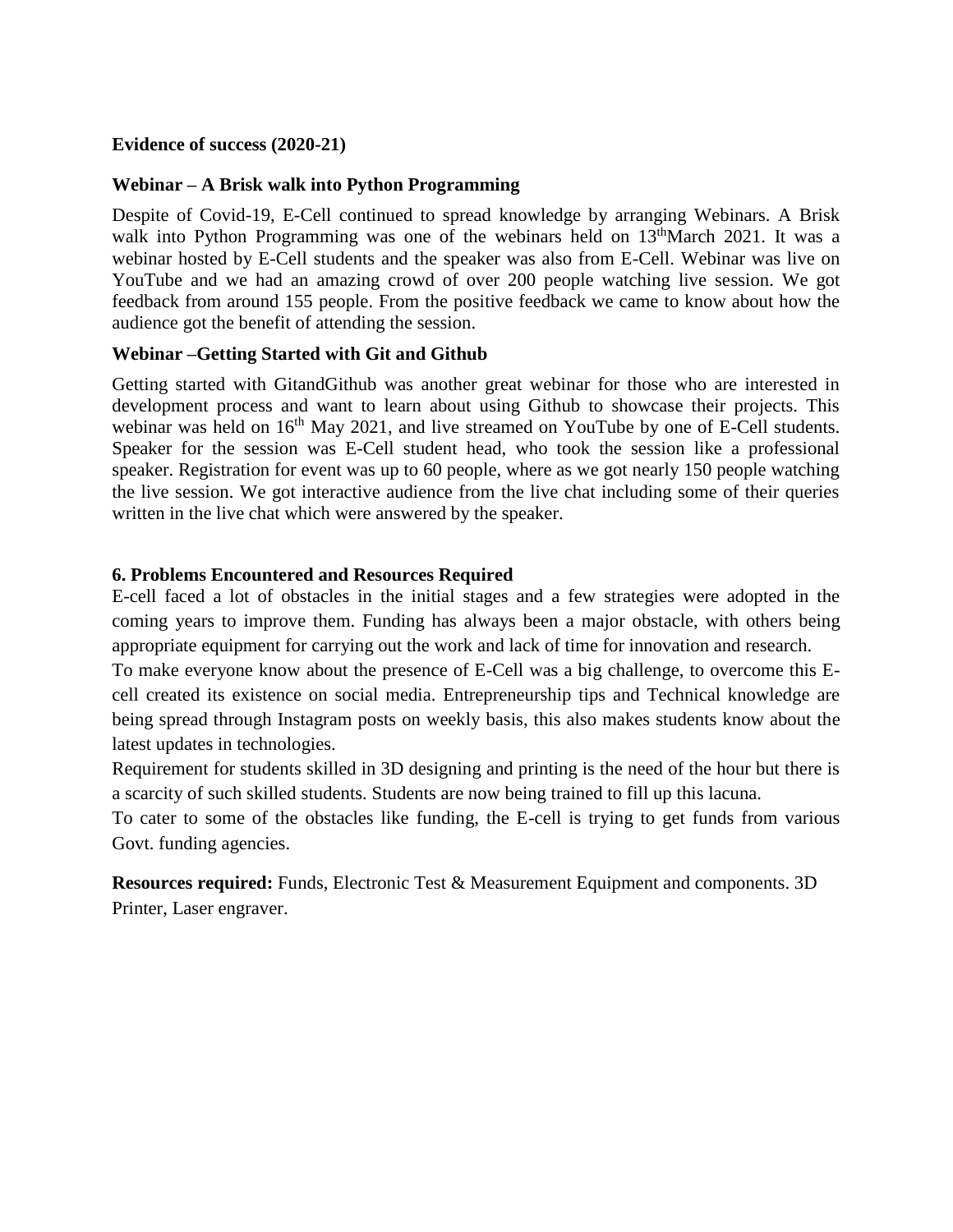**Evidence of success (2020-21)**

**Webinar – A Brisk walk into Python Programming**

Despite of Covid-19, E-Cell continued to spread knowledge by arranging Webinars. A Brisk walk into Python Programming was one of the webinars held on 13thMarch 2021. It was a webinar hosted by E-Cell students and the speaker was also from E-Cell. Webinar was live on YouTube and we had an amazing crowd of over 200 people watching live session. We got feedback from around 155 people. From the positive feedback we came to know about how the audience got the benefit of attending the session.

**Webinar –Getting Started with Git and Github**

Getting started with GitandGithub was another great webinar for those who are interested in development process and want to learn about using Github to showcase their projects. This webinar was held on 16th May 2021, and live streamed on YouTube by one of E-Cell students. Speaker for the session was E-Cell student head, who took the session like a professional speaker. Registration for event was up to 60 people, where as we got nearly 150 people watching the live session. We got interactive audience from the live chat including some of their queries written in the live chat which were answered by the speaker.

**6. Problems Encountered and Resources Required**

E-cell faced a lot of obstacles in the initial stages and a few strategies were adopted in the coming years to improve them. Funding has always been a major obstacle, with others being appropriate equipment for carrying out the work and lack of time for innovation and research.

To make everyone know about the presence of E-Cell was a big challenge, to overcome this E-cell created its existence on social media. Entrepreneurship tips and Technical knowledge are being spread through Instagram posts on weekly basis, this also makes students know about the latest updates in technologies.

Requirement for students skilled in 3D designing and printing is the need of the hour but there is a scarcity of such skilled students. Students are now being trained to fill up this lacuna.

To cater to some of the obstacles like funding, the E-cell is trying to get funds from various Govt. funding agencies.

**Resources required:** Funds, Electronic Test & Measurement Equipment and components. 3D Printer, Laser engraver.